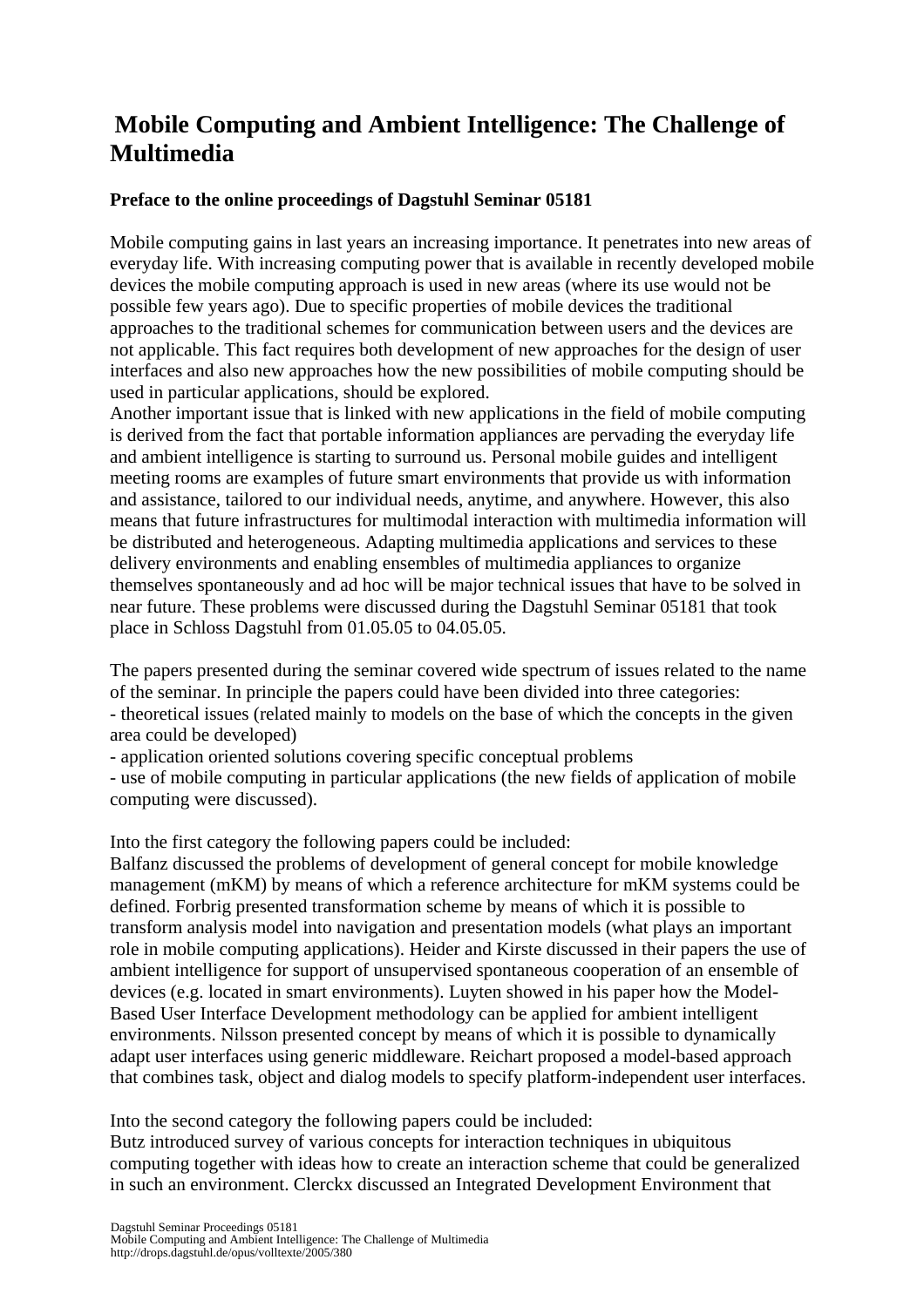# Mobile Computing and Ambient Intelligence: The Challenge of Multimedia

**Preface to the online proceedings of Dagstuhl Seminar 05181**

Mobile computing gains in last years an increasing importance. It penetrates into new areas of everyday life. With increasing computing power that is available in recently developed mobile devices the mobile computing approach is used in new areas (where its use would not be possible few years ago). Due to specific properties of mobile devices the traditional approaches to the traditional schemes for communication between users and the devices are not applicable. This fact requires both development of new approaches for the design of user interfaces and also new approaches how the new possibilities of mobile computing should be used in particular applications, should be explored.
Another important issue that is linked with new applications in the field of mobile computing is derived from the fact that portable information appliances are pervading the everyday life and ambient intelligence is starting to surround us. Personal mobile guides and intelligent meeting rooms are examples of future smart environments that provide us with information and assistance, tailored to our individual needs, anytime, and anywhere. However, this also means that future infrastructures for multimodal interaction with multimedia information will be distributed and heterogeneous. Adapting multimedia applications and services to these delivery environments and enabling ensembles of multimedia appliances to organize themselves spontaneously and ad hoc will be major technical issues that have to be solved in near future. These problems were discussed during the Dagstuhl Seminar 05181 that took place in Schloss Dagstuhl from 01.05.05 to 04.05.05.

The papers presented during the seminar covered wide spectrum of issues related to the name of the seminar. In principle the papers could have been divided into three categories:
- theoretical issues (related mainly to models on the base of which the concepts in the given area could be developed)
- application oriented solutions covering specific conceptual problems
- use of mobile computing in particular applications (the new fields of application of mobile computing were discussed).

Into the first category the following papers could be included:
Balfanz discussed the problems of development of general concept for mobile knowledge management (mKM) by means of which a reference architecture for mKM systems could be defined. Forbrig presented transformation scheme by means of which it is possible to transform analysis model into navigation and presentation models (what plays an important role in mobile computing applications). Heider and Kirste discussed in their papers the use of ambient intelligence for support of unsupervised spontaneous cooperation of an ensemble of devices (e.g. located in smart environments). Luyten showed in his paper how the Model-Based User Interface Development methodology can be applied for ambient intelligent environments. Nilsson presented concept by means of which it is possible to dynamically adapt user interfaces using generic middleware. Reichart proposed a model-based approach that combines task, object and dialog models to specify platform-independent user interfaces.

Into the second category the following papers could be included:
Butz introduced survey of various concepts for interaction techniques in ubiquitous computing together with ideas how to create an interaction scheme that could be generalized in such an environment. Clerckx discussed an Integrated Development Environment that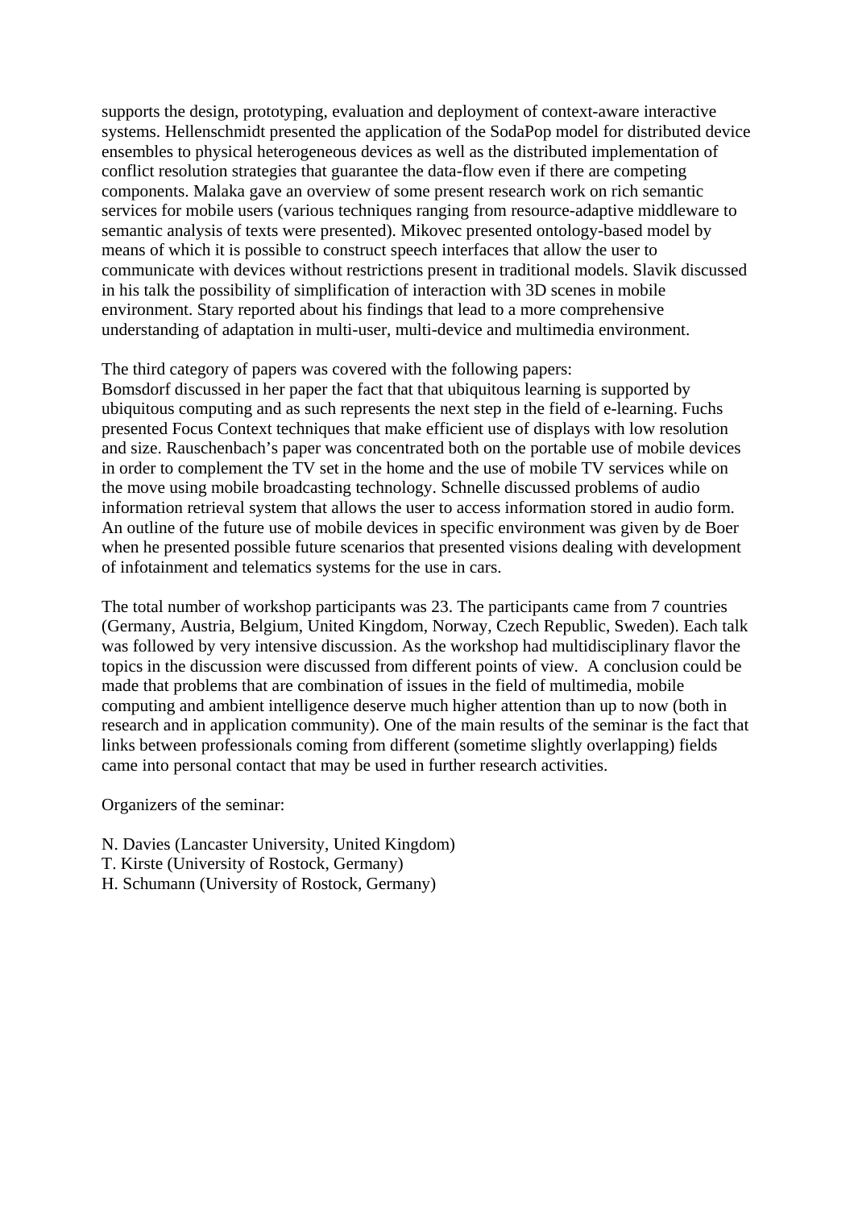supports the design, prototyping, evaluation and deployment of context-aware interactive systems. Hellenschmidt presented the application of the SodaPop model for distributed device ensembles to physical heterogeneous devices as well as the distributed implementation of conflict resolution strategies that guarantee the data-flow even if there are competing components. Malaka gave an overview of some present research work on rich semantic services for mobile users (various techniques ranging from resource-adaptive middleware to semantic analysis of texts were presented). Mikovec presented ontology-based model by means of which it is possible to construct speech interfaces that allow the user to communicate with devices without restrictions present in traditional models. Slavik discussed in his talk the possibility of simplification of interaction with 3D scenes in mobile environment. Stary reported about his findings that lead to a more comprehensive understanding of adaptation in multi-user, multi-device and multimedia environment.

The third category of papers was covered with the following papers:
Bomsdorf discussed in her paper the fact that that ubiquitous learning is supported by ubiquitous computing and as such represents the next step in the field of e-learning. Fuchs presented Focus Context techniques that make efficient use of displays with low resolution and size. Rauschenbach's paper was concentrated both on the portable use of mobile devices in order to complement the TV set in the home and the use of mobile TV services while on the move using mobile broadcasting technology. Schnelle discussed problems of audio information retrieval system that allows the user to access information stored in audio form. An outline of the future use of mobile devices in specific environment was given by de Boer when he presented possible future scenarios that presented visions dealing with development of infotainment and telematics systems for the use in cars.

The total number of workshop participants was 23. The participants came from 7 countries (Germany, Austria, Belgium, United Kingdom, Norway, Czech Republic, Sweden). Each talk was followed by very intensive discussion. As the workshop had multidisciplinary flavor the topics in the discussion were discussed from different points of view. A conclusion could be made that problems that are combination of issues in the field of multimedia, mobile computing and ambient intelligence deserve much higher attention than up to now (both in research and in application community). One of the main results of the seminar is the fact that links between professionals coming from different (sometime slightly overlapping) fields came into personal contact that may be used in further research activities.

Organizers of the seminar:

N. Davies (Lancaster University, United Kingdom)
T. Kirste (University of Rostock, Germany)
H. Schumann (University of Rostock, Germany)